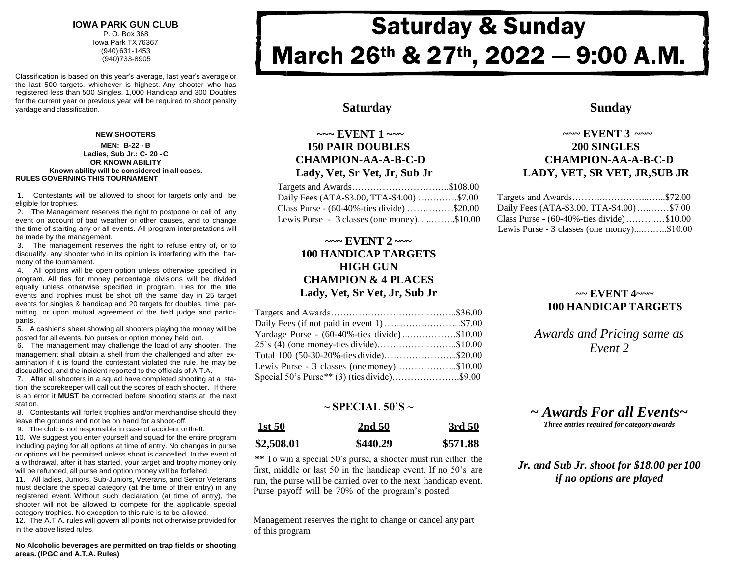**IOWA PARK GUN CLUB**
P. O. Box 368
Iowa Park TX 76367
(940) 631-1453
(940)733-8905

Classification is based on this year's average, last year's average or the last 500 targets, whichever is highest. Any shooter who has registered less than 500 Singles, 1,000 Handicap and 300 Doubles for the current year or previous year will be required to shoot penalty yardage and classification.

**NEW SHOOTERS**

**MEN: B-22 - B**
**Ladies, Sub Jr.: C- 20 - C**
**OR KNOWN ABILITY**
**Known ability will be considered in all cases.**

**RULES GOVERNING THIS TOURNAMENT**

1. Contestants will be allowed to shoot for targets only and be eligible for trophies.
2. The Management reserves the right to postpone or call of any event on account of bad weather or other causes, and to change the time of starting any or all events. All program interpretations will be made by the management.
3. The management reserves the right to refuse entry of, or to disqualify, any shooter who in its opinion is interfering with the harmony of the tournament.
4. All options will be open option unless otherwise specified in program. All ties for money percentage divisions will be divided equally unless otherwise specified in program. Ties for the title events and trophies must be shot off the same day in 25 target events for singles & handicap and 20 targets for doubles, time permitting, or upon mutual agreement of the field judge and participants.
5. A cashier's sheet showing all shooters playing the money will be posted for all events. No purses or option money held out.
6. The management may challenge the load of any shooter. The management shall obtain a shell from the challenged and after examination if it is found the contestant violated the rule, he may be disqualified, and the incident reported to the officials of A.T.A.
7. After all shooters in a squad have completed shooting at a station, the scorekeeper will call out the scores of each shooter. If there is an error it **MUST** be corrected before shooting starts at the next station.
8. Contestants will forfeit trophies and/or merchandise should they leave the grounds and not be on hand for a shoot-off.
9. The club is not responsible in case of accident or theft.
10. We suggest you enter yourself and squad for the entire program including paying for all options at time of entry. No changes in purse or options will be permitted unless shoot is cancelled. In the event of a withdrawal, after it has started, your target and trophy money only will be refunded, all purse and option money will be forfeited.
11. All ladies, Juniors, Sub-Juniors, Veterans, and Senior Veterans must declare the special category (at the time of their entry) in any registered event. Without such declaration (at time of entry), the shooter will not be allowed to compete for the applicable special category trophies. No exception to this rule is to be allowed.
12. The A.T.A. rules will govern all points not otherwise provided for in the above listed rules.

**No Alcoholic beverages are permitted on trap fields or shooting areas. (IPGC and A.T.A. Rules)**

# Saturday & Sunday March 26th & 27th, 2022 — 9:00 A.M.

## Saturday

### ~~~ EVENT 1 ~~~
**150 PAIR DOUBLES**
**CHAMPION-AA-A-B-C-D**
**Lady, Vet, Sr Vet, Jr, Sub Jr**

Targets and Awards…………………………..$108.00
Daily Fees (ATA-$3.00, TTA-$4.00) ………….$7.00
Class Purse - (60-40%-ties divide) ……………$20.00
Lewis Purse - 3 classes (one money)……..…..$10.00

### ~~~ EVENT 2 ~~~
**100 HANDICAP TARGETS**
**HIGH GUN**
**CHAMPION & 4 PLACES**
**Lady, Vet, Sr Vet, Jr, Sub Jr**

Targets and Awards…………………………………..$36.00
Daily Fees (if not paid in event 1) ……………..………$7.00
Yardage Purse - (60-40%-ties divide) ...……………$10.00
25's (4) (one money-ties divide)……………………..$10.00
Total 100 (50-30-20%-ties divide)…………………...$20.00
Lewis Purse - 3 classes (one money)………………..$10.00
Special 50's Purse** (3) (ties divide)………………….$9.00

### ~ SPECIAL 50'S ~

| 1st 50 | 2nd 50 | 3rd 50 |
|---|---|---|
| $2,508.01 | $440.29 | $571.88 |

**\*\*** To win a special 50's purse, a shooter must run either the first, middle or last 50 in the handicap event. If no 50's are run, the purse will be carried over to the next handicap event. Purse payoff will be 70% of the program's posted

Management reserves the right to change or cancel any part of this program

## Sunday

### ~~~ EVENT 3 ~~~
**200 SINGLES**
**CHAMPION-AA-A-B-C-D**
**LADY, VET, SR VET, JR,SUB JR**

Targets and Awards………..…………..…...$72.00
Daily Fees (ATA-$3.00, TTA-$4.00)…..……$7.00
Class Purse - (60-40%-ties divide)………..…$10.00
Lewis Purse - 3 classes (one money)....……..$10.00

### ~~ EVENT 4~~~
**100 HANDICAP TARGETS**

*Awards and Pricing same as Event 2*

## *~ Awards For all Events~*
***Three entries required for category awards***

***Jr. and Sub Jr. shoot for $18.00 per 100 if no options are played***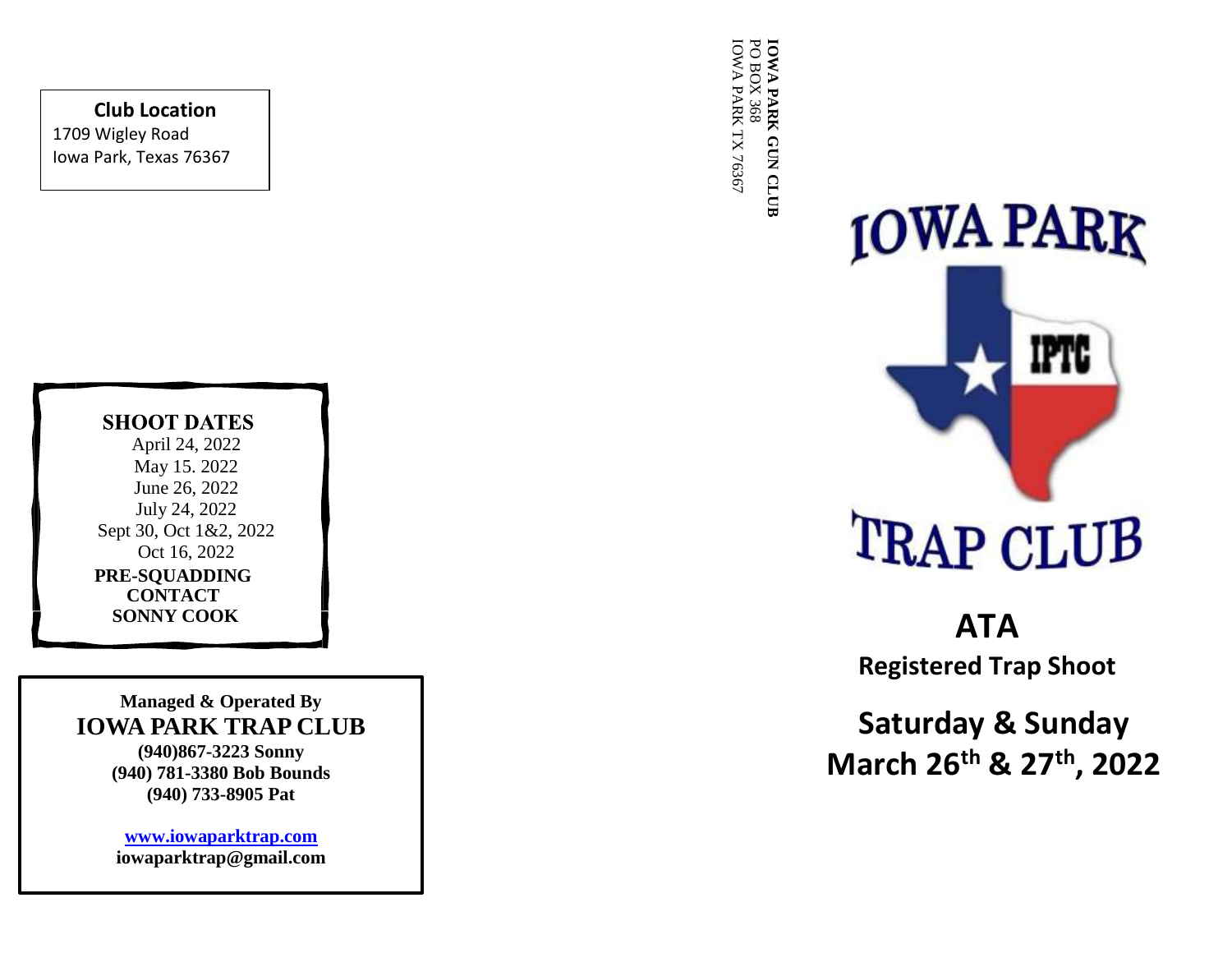**Club Location**
1709 Wigley Road
Iowa Park, Texas 76367

**SHOOT DATES**

April 24, 2022
May 15. 2022
June 26, 2022
July 24, 2022
Sept 30, Oct 1&2, 2022
Oct 16, 2022

**PRE-SQUADDING CONTACT SONNY COOK**

**Managed & Operated By**

**IOWA PARK TRAP CLUB**

**(940)867-3223 Sonny**
**(940) 781-3380 Bob Bounds**
**(940) 733-8905 Pat**

**[www.iowaparktrap.com](http://www.iowaparktrap.com)**
**iowaparktrap@gmail.com**

**IOWA PARK GUN CLUB**
PO BOX 368
IOWA PARK TX 76367

# IOWA PARK

IPTC

# TRAP CLUB

## ATA

**Registered Trap Shoot**

## Saturday & Sunday March 26th & 27th, 2022